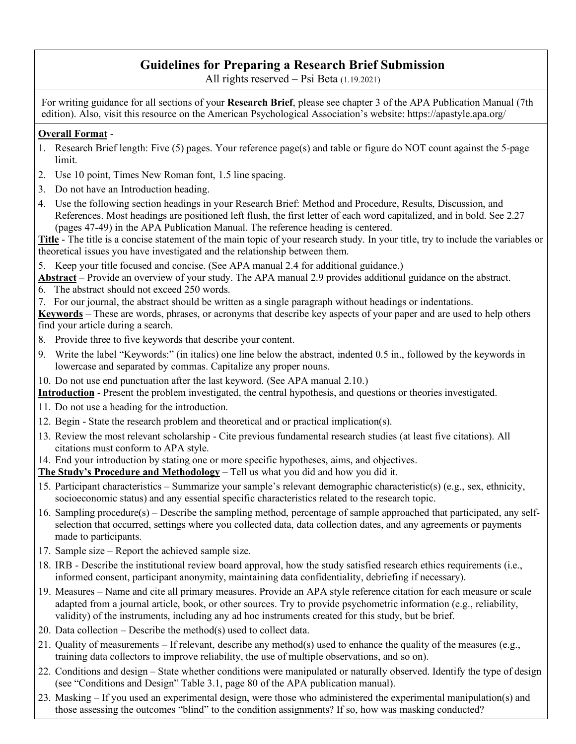# Guidelines for Preparing a Research Brief Submission

All rights reserved – Psi Beta (1.19.2021)

For writing guidance for all sections of your **Research Brief**, please see chapter 3 of the APA Publication Manual (7th edition). Also, visit this resource on the American Psychological Association's website: https://apastyle.apa.org/

**Overall Format** -

1. Research Brief length: Five (5) pages. Your reference page(s) and table or figure do NOT count against the 5-page limit.
2. Use 10 point, Times New Roman font, 1.5 line spacing.
3. Do not have an Introduction heading.
4. Use the following section headings in your Research Brief: Method and Procedure, Results, Discussion, and References. Most headings are positioned left flush, the first letter of each word capitalized, and in bold. See 2.27 (pages 47-49) in the APA Publication Manual. The reference heading is centered.

**Title** - The title is a concise statement of the main topic of your research study. In your title, try to include the variables or theoretical issues you have investigated and the relationship between them.

5. Keep your title focused and concise. (See APA manual 2.4 for additional guidance.)

**Abstract** – Provide an overview of your study. The APA manual 2.9 provides additional guidance on the abstract.

6. The abstract should not exceed 250 words.
7. For our journal, the abstract should be written as a single paragraph without headings or indentations.

**Keywords** – These are words, phrases, or acronyms that describe key aspects of your paper and are used to help others find your article during a search.

8. Provide three to five keywords that describe your content.
9. Write the label "Keywords:" (in italics) one line below the abstract, indented 0.5 in., followed by the keywords in lowercase and separated by commas. Capitalize any proper nouns.
10. Do not use end punctuation after the last keyword. (See APA manual 2.10.)

**Introduction** - Present the problem investigated, the central hypothesis, and questions or theories investigated.

11. Do not use a heading for the introduction.
12. Begin - State the research problem and theoretical and or practical implication(s).
13. Review the most relevant scholarship - Cite previous fundamental research studies (at least five citations). All citations must conform to APA style.
14. End your introduction by stating one or more specific hypotheses, aims, and objectives.

**The Study's Procedure and Methodology** – Tell us what you did and how you did it.

15. Participant characteristics – Summarize your sample's relevant demographic characteristic(s) (e.g., sex, ethnicity, socioeconomic status) and any essential specific characteristics related to the research topic.
16. Sampling procedure(s) – Describe the sampling method, percentage of sample approached that participated, any self-selection that occurred, settings where you collected data, data collection dates, and any agreements or payments made to participants.
17. Sample size – Report the achieved sample size.
18. IRB - Describe the institutional review board approval, how the study satisfied research ethics requirements (i.e., informed consent, participant anonymity, maintaining data confidentiality, debriefing if necessary).
19. Measures – Name and cite all primary measures. Provide an APA style reference citation for each measure or scale adapted from a journal article, book, or other sources. Try to provide psychometric information (e.g., reliability, validity) of the instruments, including any ad hoc instruments created for this study, but be brief.
20. Data collection – Describe the method(s) used to collect data.
21. Quality of measurements – If relevant, describe any method(s) used to enhance the quality of the measures (e.g., training data collectors to improve reliability, the use of multiple observations, and so on).
22. Conditions and design – State whether conditions were manipulated or naturally observed. Identify the type of design (see "Conditions and Design" Table 3.1, page 80 of the APA publication manual).
23. Masking – If you used an experimental design, were those who administered the experimental manipulation(s) and those assessing the outcomes "blind" to the condition assignments? If so, how was masking conducted?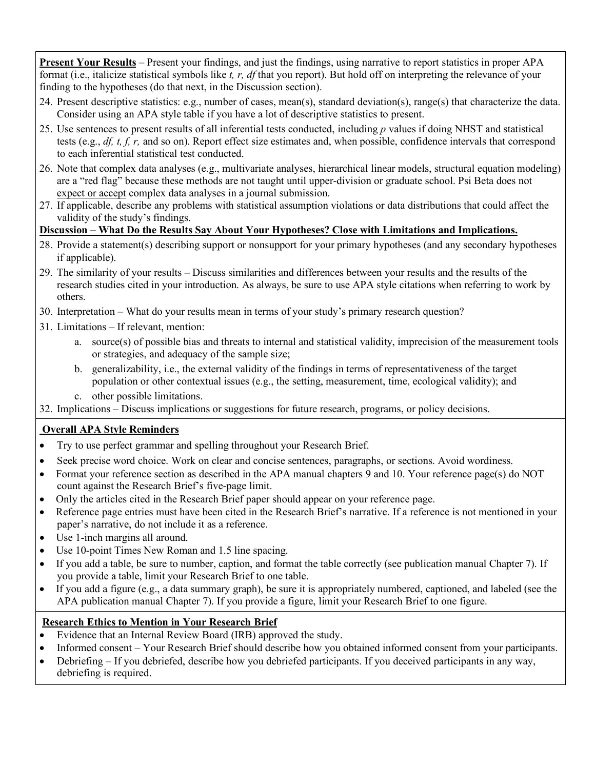**Present Your Results** – Present your findings, and just the findings, using narrative to report statistics in proper APA format (i.e., italicize statistical symbols like *t, r, df* that you report). But hold off on interpreting the relevance of your finding to the hypotheses (do that next, in the Discussion section).

24. Present descriptive statistics: e.g., number of cases, mean(s), standard deviation(s), range(s) that characterize the data. Consider using an APA style table if you have a lot of descriptive statistics to present.
25. Use sentences to present results of all inferential tests conducted, including *p* values if doing NHST and statistical tests (e.g., *df, t, f, r,* and so on). Report effect size estimates and, when possible, confidence intervals that correspond to each inferential statistical test conducted.
26. Note that complex data analyses (e.g., multivariate analyses, hierarchical linear models, structural equation modeling) are a "red flag" because these methods are not taught until upper-division or graduate school. Psi Beta does not expect or accept complex data analyses in a journal submission.
27. If applicable, describe any problems with statistical assumption violations or data distributions that could affect the validity of the study's findings.

**Discussion – What Do the Results Say About Your Hypotheses? Close with Limitations and Implications.**

28. Provide a statement(s) describing support or nonsupport for your primary hypotheses (and any secondary hypotheses if applicable).
29. The similarity of your results – Discuss similarities and differences between your results and the results of the research studies cited in your introduction. As always, be sure to use APA style citations when referring to work by others.
30. Interpretation – What do your results mean in terms of your study's primary research question?
31. Limitations – If relevant, mention:
    a. source(s) of possible bias and threats to internal and statistical validity, imprecision of the measurement tools or strategies, and adequacy of the sample size;
    b. generalizability, i.e., the external validity of the findings in terms of representativeness of the target population or other contextual issues (e.g., the setting, measurement, time, ecological validity); and
    c. other possible limitations.
32. Implications – Discuss implications or suggestions for future research, programs, or policy decisions.

**Overall APA Style Reminders**

- Try to use perfect grammar and spelling throughout your Research Brief.
- Seek precise word choice. Work on clear and concise sentences, paragraphs, or sections. Avoid wordiness.
- Format your reference section as described in the APA manual chapters 9 and 10. Your reference page(s) do NOT count against the Research Brief's five-page limit.
- Only the articles cited in the Research Brief paper should appear on your reference page.
- Reference page entries must have been cited in the Research Brief's narrative. If a reference is not mentioned in your paper's narrative, do not include it as a reference.
- Use 1-inch margins all around.
- Use 10-point Times New Roman and 1.5 line spacing.
- If you add a table, be sure to number, caption, and format the table correctly (see publication manual Chapter 7). If you provide a table, limit your Research Brief to one table.
- If you add a figure (e.g., a data summary graph), be sure it is appropriately numbered, captioned, and labeled (see the APA publication manual Chapter 7). If you provide a figure, limit your Research Brief to one figure.

**Research Ethics to Mention in Your Research Brief**

- Evidence that an Internal Review Board (IRB) approved the study.
- Informed consent – Your Research Brief should describe how you obtained informed consent from your participants.
- Debriefing – If you debriefed, describe how you debriefed participants. If you deceived participants in any way, debriefing is required.